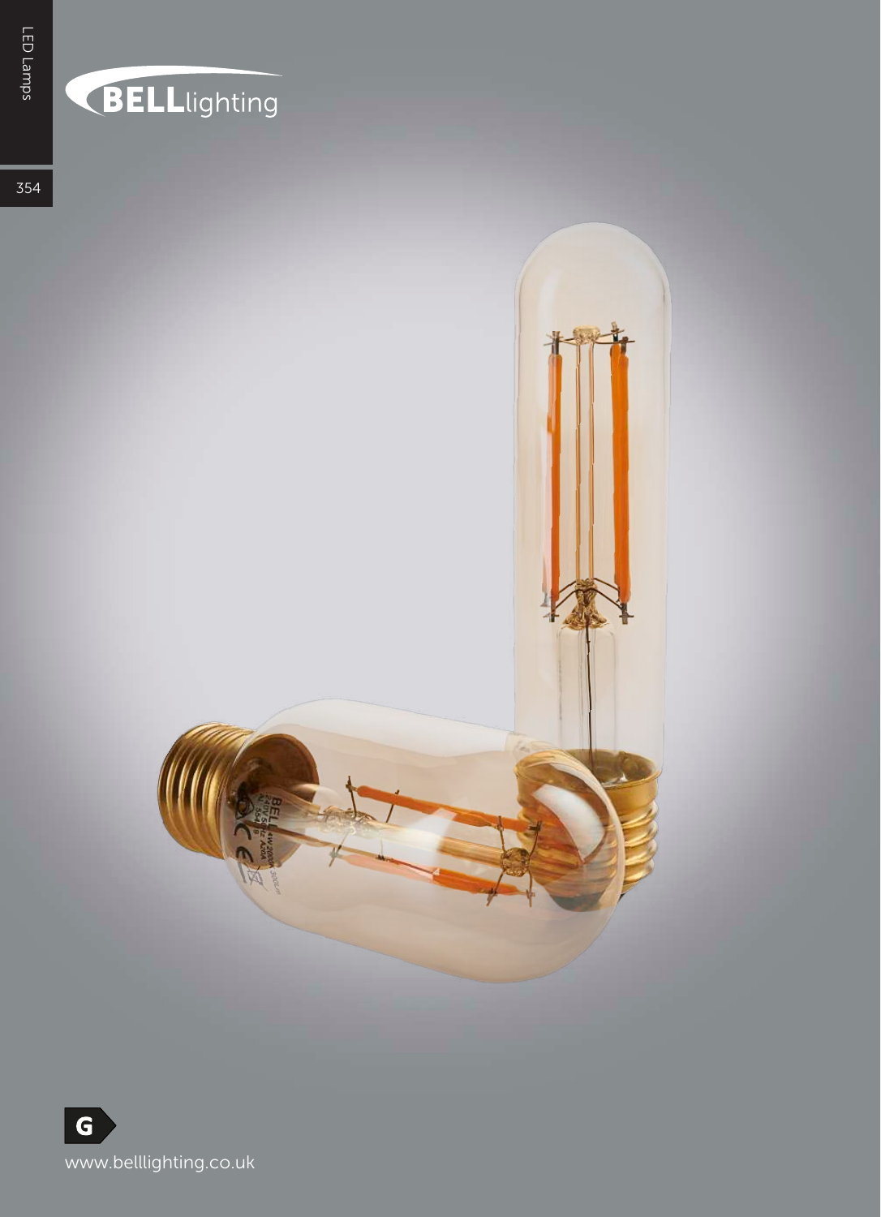BELLlighting

G

www.belllighting.co.uk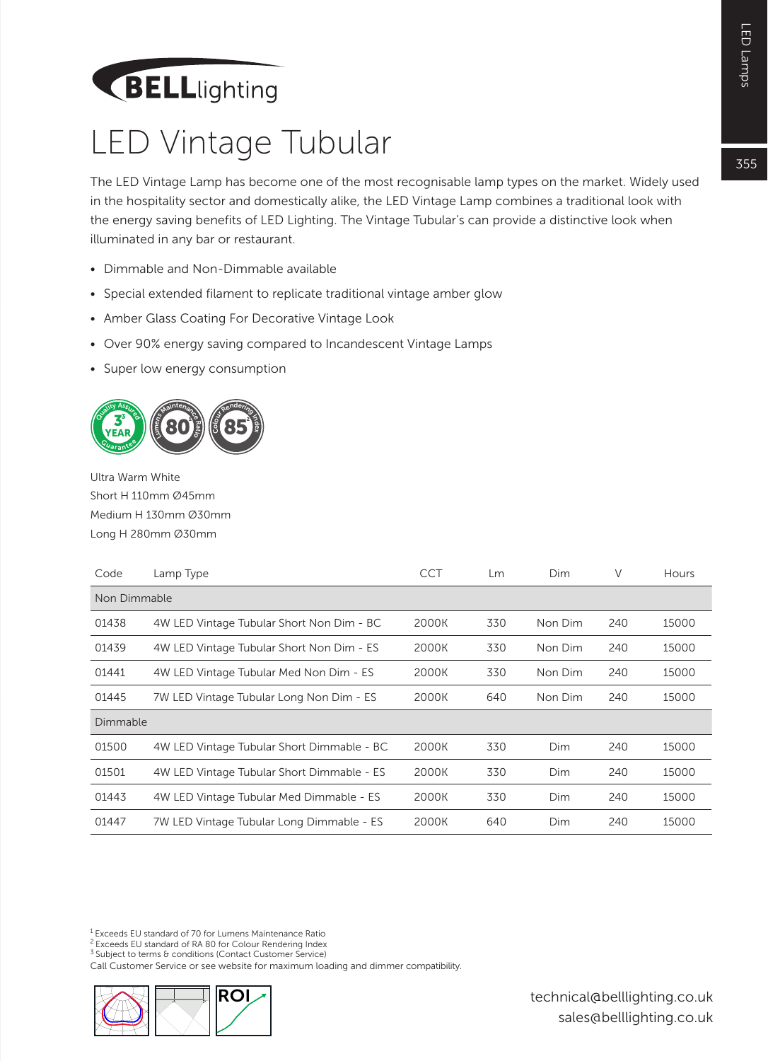# LED Vintage Tubular

The LED Vintage Lamp has become one of the most recognisable lamp types on the market. Widely used in the hospitality sector and domestically alike, the LED Vintage Lamp combines a traditional look with the energy saving benefits of LED Lighting. The Vintage Tubular's can provide a distinctive look when illuminated in any bar or restaurant.

- Dimmable and Non-Dimmable available
- Special extended filament to replicate traditional vintage amber glow
- Amber Glass Coating For Decorative Vintage Look
- Over 90% energy saving compared to Incandescent Vintage Lamps
- Super low energy consumption

Ultra Warm White
Short H 110mm Ø45mm
Medium H 130mm Ø30mm
Long H 280mm Ø30mm

| Code | Lamp Type | CCT | Lm | Dim | V | Hours |
|---|---|---|---|---|---|---|
| Non Dimmable | | | | | | |
| 01438 | 4W LED Vintage Tubular Short Non Dim - BC | 2000K | 330 | Non Dim | 240 | 15000 |
| 01439 | 4W LED Vintage Tubular Short Non Dim - ES | 2000K | 330 | Non Dim | 240 | 15000 |
| 01441 | 4W LED Vintage Tubular Med Non Dim - ES | 2000K | 330 | Non Dim | 240 | 15000 |
| 01445 | 7W LED Vintage Tubular Long Non Dim - ES | 2000K | 640 | Non Dim | 240 | 15000 |
| Dimmable | | | | | | |
| 01500 | 4W LED Vintage Tubular Short Dimmable - BC | 2000K | 330 | Dim | 240 | 15000 |
| 01501 | 4W LED Vintage Tubular Short Dimmable - ES | 2000K | 330 | Dim | 240 | 15000 |
| 01443 | 4W LED Vintage Tubular Med Dimmable - ES | 2000K | 330 | Dim | 240 | 15000 |
| 01447 | 7W LED Vintage Tubular Long Dimmable - ES | 2000K | 640 | Dim | 240 | 15000 |

[1] Exceeds EU standard of 70 for Lumens Maintenance Ratio
[2] Exceeds EU standard of RA 80 for Colour Rendering Index
[3] Subject to terms & conditions (Contact Customer Service)
Call Customer Service or see website for maximum loading and dimmer compatibility.

technical@belllighting.co.uk
sales@belllighting.co.uk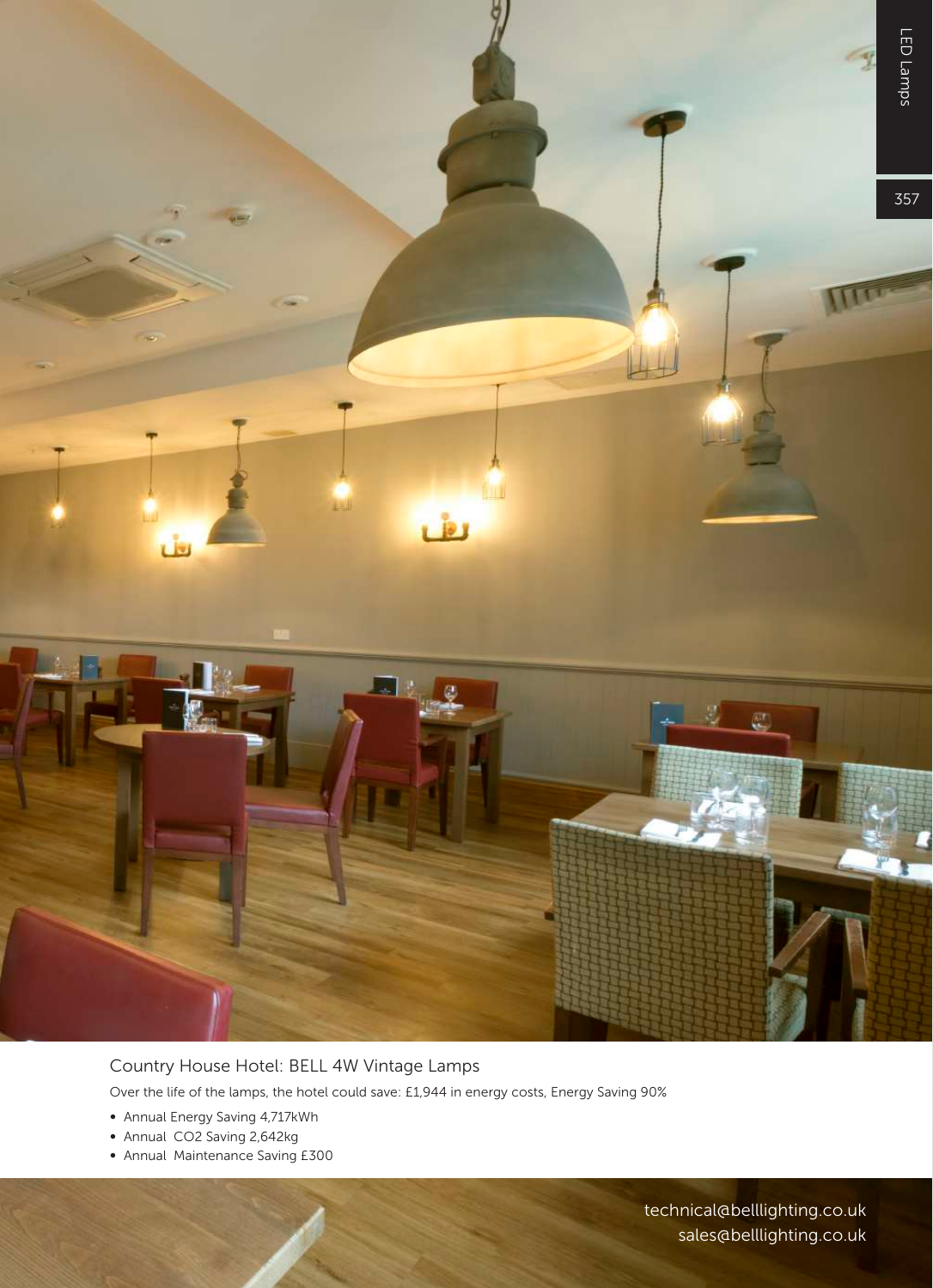Country House Hotel: BELL 4W Vintage Lamps

Over the life of the lamps, the hotel could save: £1,944 in energy costs, Energy Saving 90%

- Annual Energy Saving 4,717kWh
- Annual $CO_2$ Saving 2,642kg
- Annual Maintenance Saving £300

technical@belllighting.co.uk
sales@belllighting.co.uk